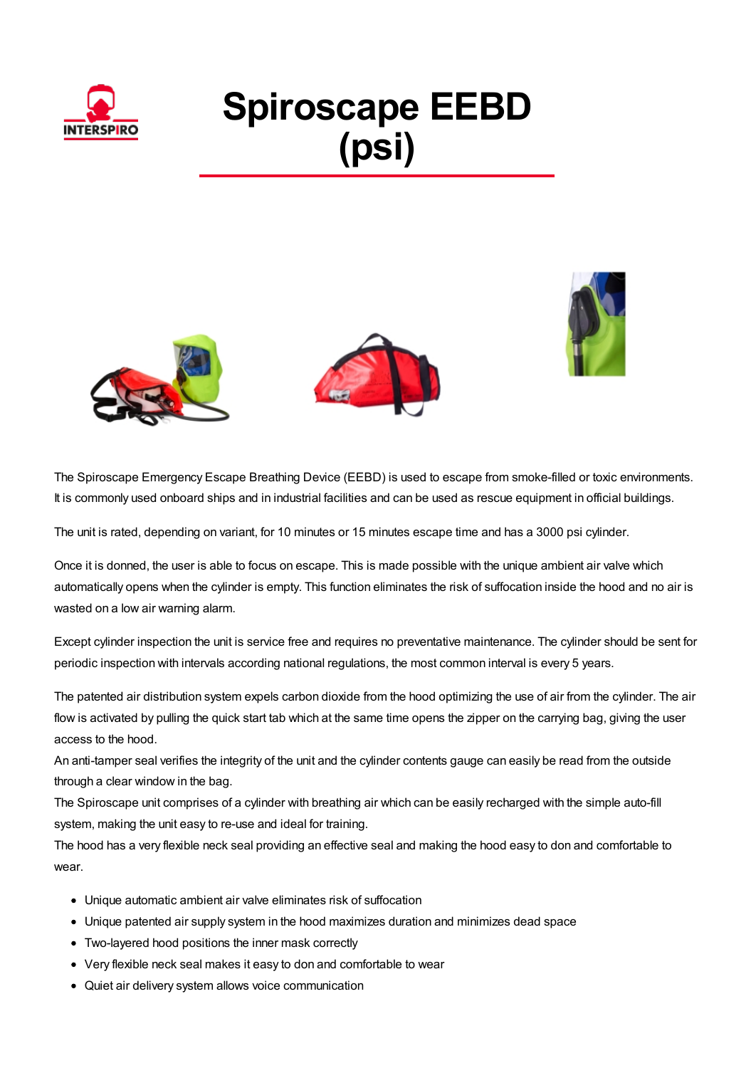# Spiroscape EEBD (psi)

The Spiroscape Emergency Escape Breathing Device (EEBD) is used to escape from smoke-filled or toxic environments. It is commonly used onboard ships and in industrial facilities and can be used as rescue equipment in official buildings.

The unit is rated, depending on variant, for 10 minutes or 15 minutes escape time and has a 3000 psi cylinder.

Once it is donned, the user is able to focus on escape. This is made possible with the unique ambient air valve which automatically opens when the cylinder is empty. This function eliminates the risk of suffocation inside the hood and no air is wasted on a low air warning alarm.

Except cylinder inspection the unit is service free and requires no preventative maintenance. The cylinder should be sent for periodic inspection with intervals according national regulations, the most common interval is every 5 years.

The patented air distribution system expels carbon dioxide from the hood optimizing the use of air from the cylinder. The air flow is activated by pulling the quick start tab which at the same time opens the zipper on the carrying bag, giving the user access to the hood.
An anti-tamper seal verifies the integrity of the unit and the cylinder contents gauge can easily be read from the outside through a clear window in the bag.
The Spiroscape unit comprises of a cylinder with breathing air which can be easily recharged with the simple auto-fill system, making the unit easy to re-use and ideal for training.
The hood has a very flexible neck seal providing an effective seal and making the hood easy to don and comfortable to wear.

- Unique automatic ambient air valve eliminates risk of suffocation
- Unique patented air supply system in the hood maximizes duration and minimizes dead space
- Two-layered hood positions the inner mask correctly
- Very flexible neck seal makes it easy to don and comfortable to wear
- Quiet air delivery system allows voice communication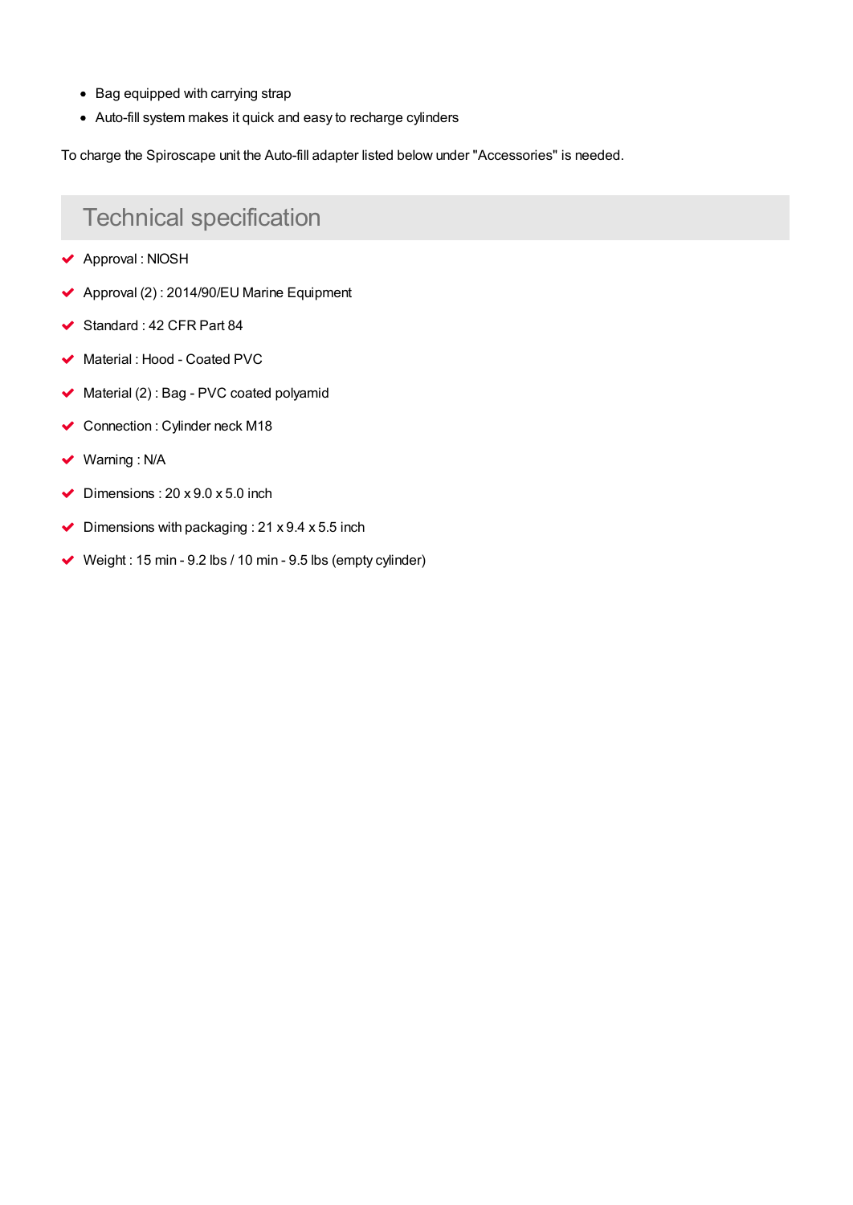- Bag equipped with carrying strap
- Auto-fill system makes it quick and easy to recharge cylinders

To charge the Spiroscape unit the Auto-fill adapter listed below under "Accessories" is needed.

## Technical specification

- Approval : NIOSH
- Approval (2) : 2014/90/EU Marine Equipment
- Standard : 42 CFR Part 84
- Material : Hood - Coated PVC
- Material (2) : Bag - PVC coated polyamid
- Connection : Cylinder neck M18
- Warning : N/A
- Dimensions : 20 x 9.0 x 5.0 inch
- Dimensions with packaging : 21 x 9.4 x 5.5 inch
- Weight : 15 min - 9.2 lbs / 10 min - 9.5 lbs (empty cylinder)